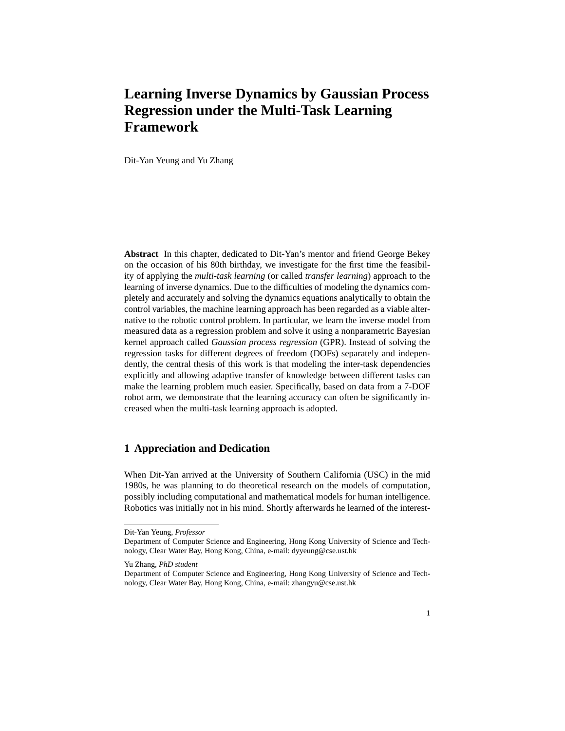# Learning Inverse Dynamics by Gaussian Process Regression under the Multi-Task Learning Framework

Dit-Yan Yeung and Yu Zhang

**Abstract** In this chapter, dedicated to Dit-Yan's mentor and friend George Bekey on the occasion of his 80th birthday, we investigate for the first time the feasibility of applying the *multi-task learning* (or called *transfer learning*) approach to the learning of inverse dynamics. Due to the difficulties of modeling the dynamics completely and accurately and solving the dynamics equations analytically to obtain the control variables, the machine learning approach has been regarded as a viable alternative to the robotic control problem. In particular, we learn the inverse model from measured data as a regression problem and solve it using a nonparametric Bayesian kernel approach called *Gaussian process regression* (GPR). Instead of solving the regression tasks for different degrees of freedom (DOFs) separately and independently, the central thesis of this work is that modeling the inter-task dependencies explicitly and allowing adaptive transfer of knowledge between different tasks can make the learning problem much easier. Specifically, based on data from a 7-DOF robot arm, we demonstrate that the learning accuracy can often be significantly increased when the multi-task learning approach is adopted.

## 1 Appreciation and Dedication

When Dit-Yan arrived at the University of Southern California (USC) in the mid 1980s, he was planning to do theoretical research on the models of computation, possibly including computational and mathematical models for human intelligence. Robotics was initially not in his mind. Shortly afterwards he learned of the interest-

---

Dit-Yan Yeung, *Professor*
Department of Computer Science and Engineering, Hong Kong University of Science and Technology, Clear Water Bay, Hong Kong, China, e-mail: dyyeung@cse.ust.hk

Yu Zhang, *PhD student*
Department of Computer Science and Engineering, Hong Kong University of Science and Technology, Clear Water Bay, Hong Kong, China, e-mail: zhangyu@cse.ust.hk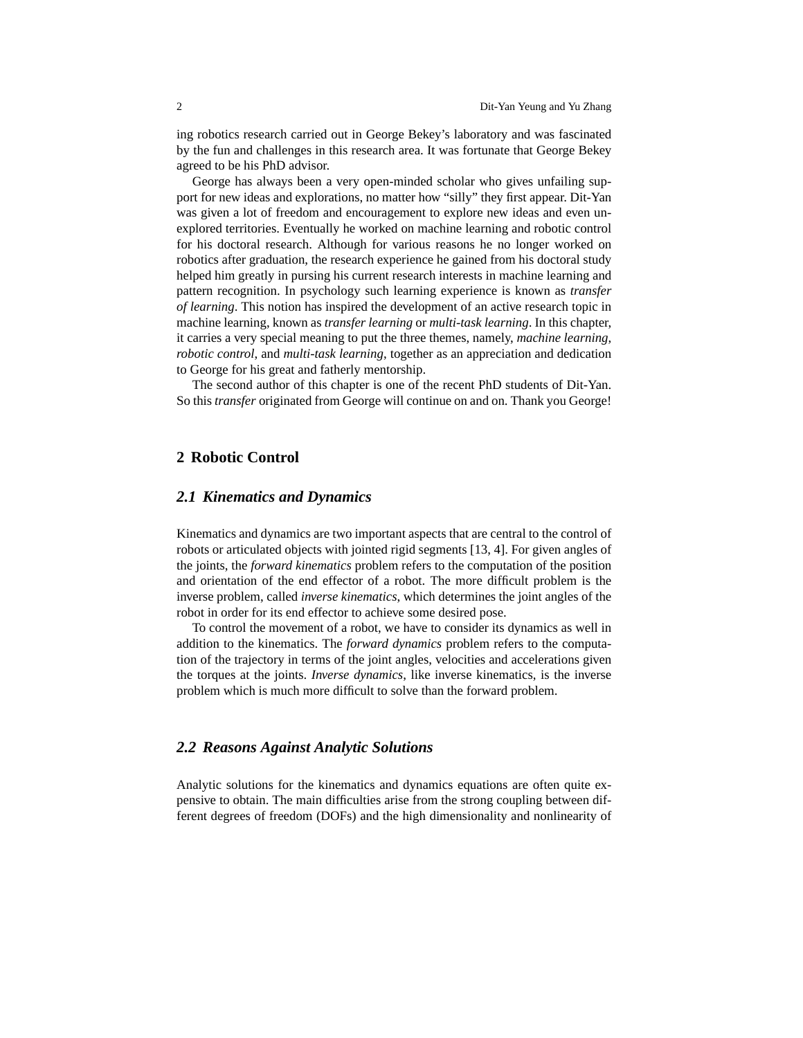ing robotics research carried out in George Bekey's laboratory and was fascinated by the fun and challenges in this research area. It was fortunate that George Bekey agreed to be his PhD advisor.

George has always been a very open-minded scholar who gives unfailing support for new ideas and explorations, no matter how "silly" they first appear. Dit-Yan was given a lot of freedom and encouragement to explore new ideas and even unexplored territories. Eventually he worked on machine learning and robotic control for his doctoral research. Although for various reasons he no longer worked on robotics after graduation, the research experience he gained from his doctoral study helped him greatly in pursing his current research interests in machine learning and pattern recognition. In psychology such learning experience is known as *transfer of learning*. This notion has inspired the development of an active research topic in machine learning, known as *transfer learning* or *multi-task learning*. In this chapter, it carries a very special meaning to put the three themes, namely, *machine learning*, *robotic control*, and *multi-task learning*, together as an appreciation and dedication to George for his great and fatherly mentorship.

The second author of this chapter is one of the recent PhD students of Dit-Yan. So this *transfer* originated from George will continue on and on. Thank you George!

## 2 Robotic Control

### 2.1 Kinematics and Dynamics

Kinematics and dynamics are two important aspects that are central to the control of robots or articulated objects with jointed rigid segments [13, 4]. For given angles of the joints, the *forward kinematics* problem refers to the computation of the position and orientation of the end effector of a robot. The more difficult problem is the inverse problem, called *inverse kinematics*, which determines the joint angles of the robot in order for its end effector to achieve some desired pose.

To control the movement of a robot, we have to consider its dynamics as well in addition to the kinematics. The *forward dynamics* problem refers to the computation of the trajectory in terms of the joint angles, velocities and accelerations given the torques at the joints. *Inverse dynamics*, like inverse kinematics, is the inverse problem which is much more difficult to solve than the forward problem.

### 2.2 Reasons Against Analytic Solutions

Analytic solutions for the kinematics and dynamics equations are often quite expensive to obtain. The main difficulties arise from the strong coupling between different degrees of freedom (DOFs) and the high dimensionality and nonlinearity of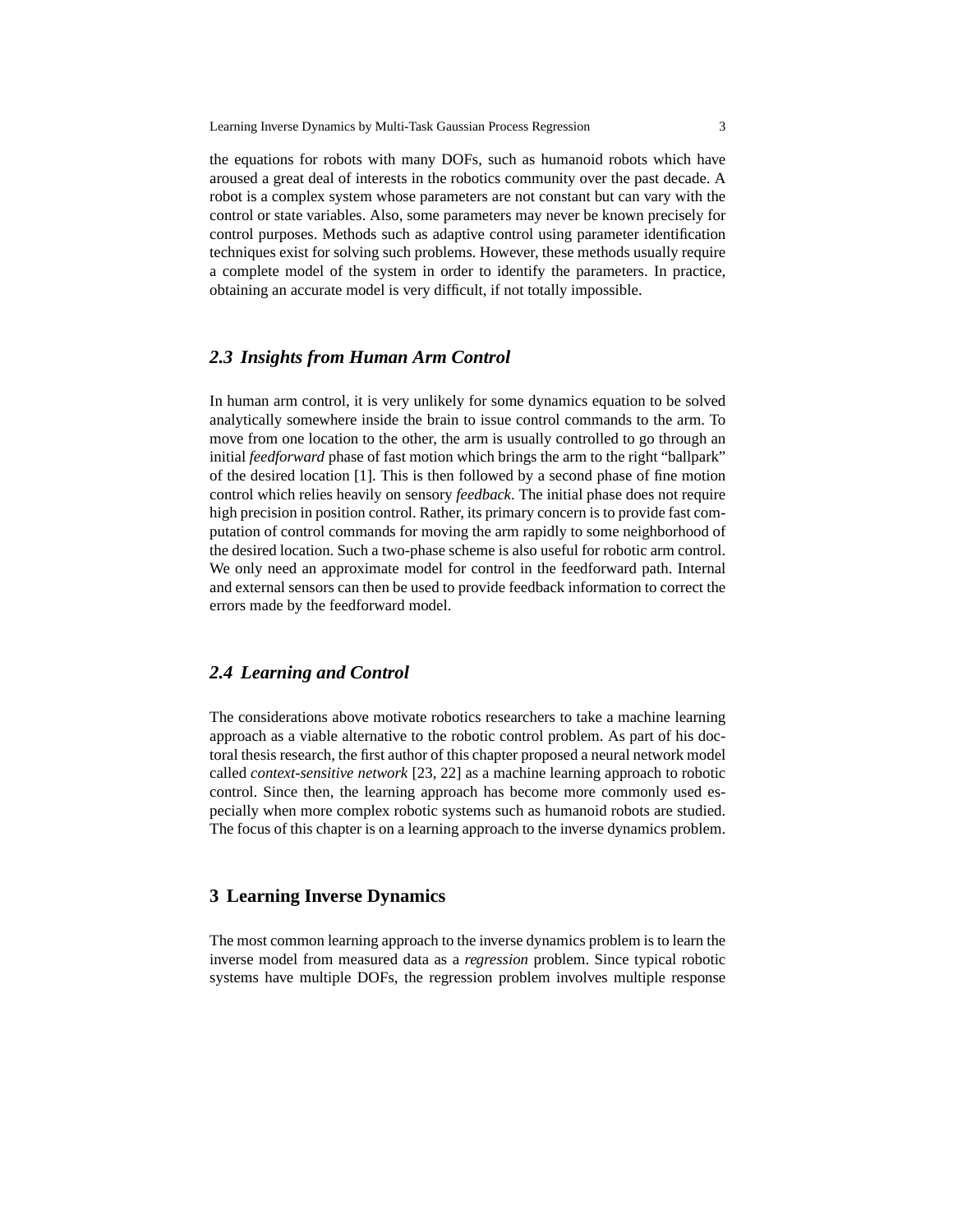the equations for robots with many DOFs, such as humanoid robots which have aroused a great deal of interests in the robotics community over the past decade. A robot is a complex system whose parameters are not constant but can vary with the control or state variables. Also, some parameters may never be known precisely for control purposes. Methods such as adaptive control using parameter identification techniques exist for solving such problems. However, these methods usually require a complete model of the system in order to identify the parameters. In practice, obtaining an accurate model is very difficult, if not totally impossible.

### 2.3 Insights from Human Arm Control

In human arm control, it is very unlikely for some dynamics equation to be solved analytically somewhere inside the brain to issue control commands to the arm. To move from one location to the other, the arm is usually controlled to go through an initial *feedforward* phase of fast motion which brings the arm to the right "ballpark" of the desired location [1]. This is then followed by a second phase of fine motion control which relies heavily on sensory *feedback*. The initial phase does not require high precision in position control. Rather, its primary concern is to provide fast computation of control commands for moving the arm rapidly to some neighborhood of the desired location. Such a two-phase scheme is also useful for robotic arm control. We only need an approximate model for control in the feedforward path. Internal and external sensors can then be used to provide feedback information to correct the errors made by the feedforward model.

### 2.4 Learning and Control

The considerations above motivate robotics researchers to take a machine learning approach as a viable alternative to the robotic control problem. As part of his doctoral thesis research, the first author of this chapter proposed a neural network model called *context-sensitive network* [23, 22] as a machine learning approach to robotic control. Since then, the learning approach has become more commonly used especially when more complex robotic systems such as humanoid robots are studied. The focus of this chapter is on a learning approach to the inverse dynamics problem.

## 3 Learning Inverse Dynamics

The most common learning approach to the inverse dynamics problem is to learn the inverse model from measured data as a *regression* problem. Since typical robotic systems have multiple DOFs, the regression problem involves multiple response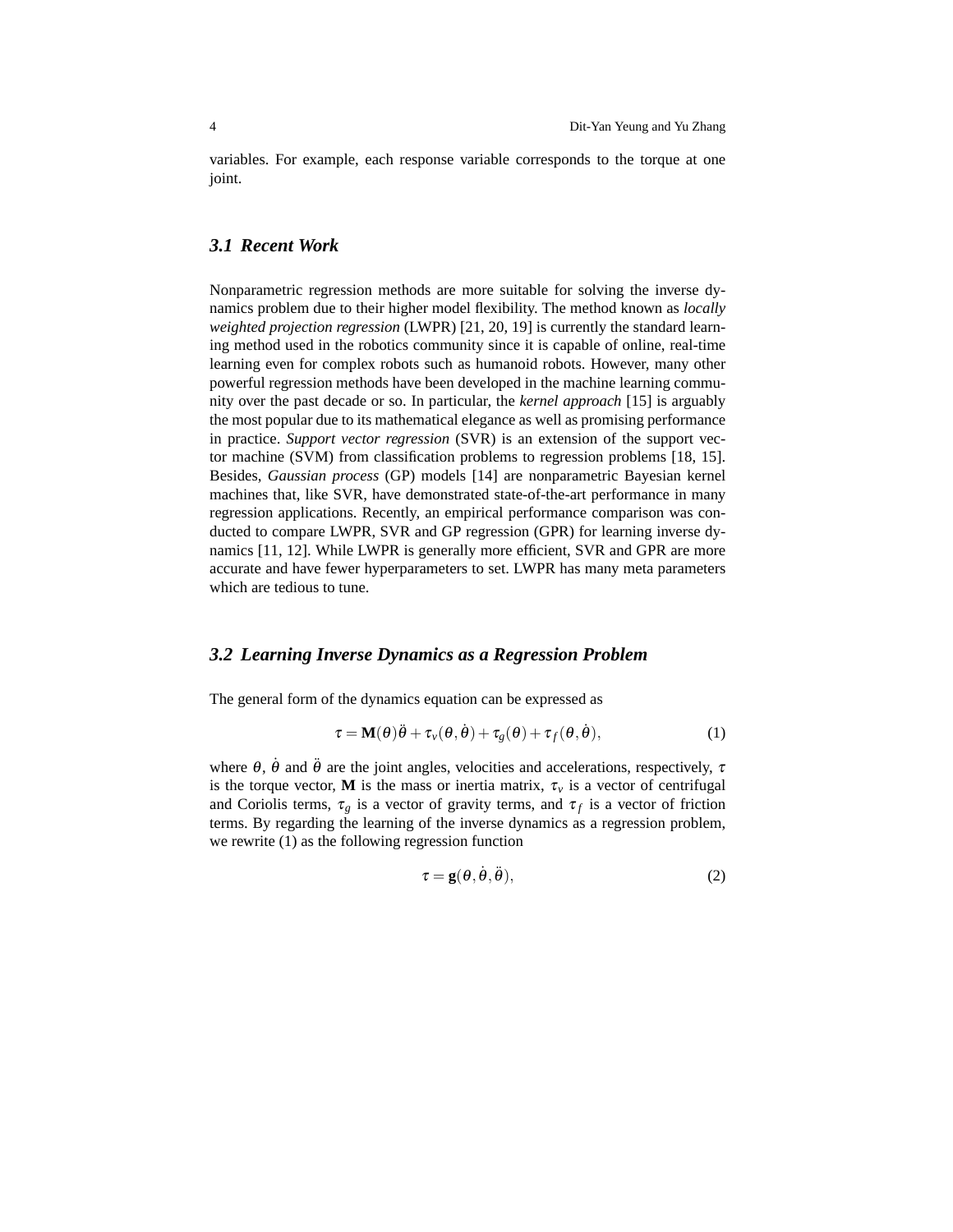variables. For example, each response variable corresponds to the torque at one joint.

### 3.1 Recent Work

Nonparametric regression methods are more suitable for solving the inverse dynamics problem due to their higher model flexibility. The method known as *locally weighted projection regression* (LWPR) [21, 20, 19] is currently the standard learning method used in the robotics community since it is capable of online, real-time learning even for complex robots such as humanoid robots. However, many other powerful regression methods have been developed in the machine learning community over the past decade or so. In particular, the *kernel approach* [15] is arguably the most popular due to its mathematical elegance as well as promising performance in practice. *Support vector regression* (SVR) is an extension of the support vector machine (SVM) from classification problems to regression problems [18, 15]. Besides, *Gaussian process* (GP) models [14] are nonparametric Bayesian kernel machines that, like SVR, have demonstrated state-of-the-art performance in many regression applications. Recently, an empirical performance comparison was conducted to compare LWPR, SVR and GP regression (GPR) for learning inverse dynamics [11, 12]. While LWPR is generally more efficient, SVR and GPR are more accurate and have fewer hyperparameters to set. LWPR has many meta parameters which are tedious to tune.

### 3.2 Learning Inverse Dynamics as a Regression Problem

The general form of the dynamics equation can be expressed as

$$\tau = \mathbf{M}(\theta)\ddot{\theta} + \tau_v(\theta, \dot{\theta}) + \tau_g(\theta) + \tau_f(\theta, \dot{\theta}), \tag{1}$$

where $\theta$, $\dot{\theta}$ and $\ddot{\theta}$ are the joint angles, velocities and accelerations, respectively, $\tau$ is the torque vector, $\mathbf{M}$ is the mass or inertia matrix, $\tau_v$ is a vector of centrifugal and Coriolis terms, $\tau_g$ is a vector of gravity terms, and $\tau_f$ is a vector of friction terms. By regarding the learning of the inverse dynamics as a regression problem, we rewrite (1) as the following regression function

$$\tau = \mathbf{g}(\theta, \dot{\theta}, \ddot{\theta}), \tag{2}$$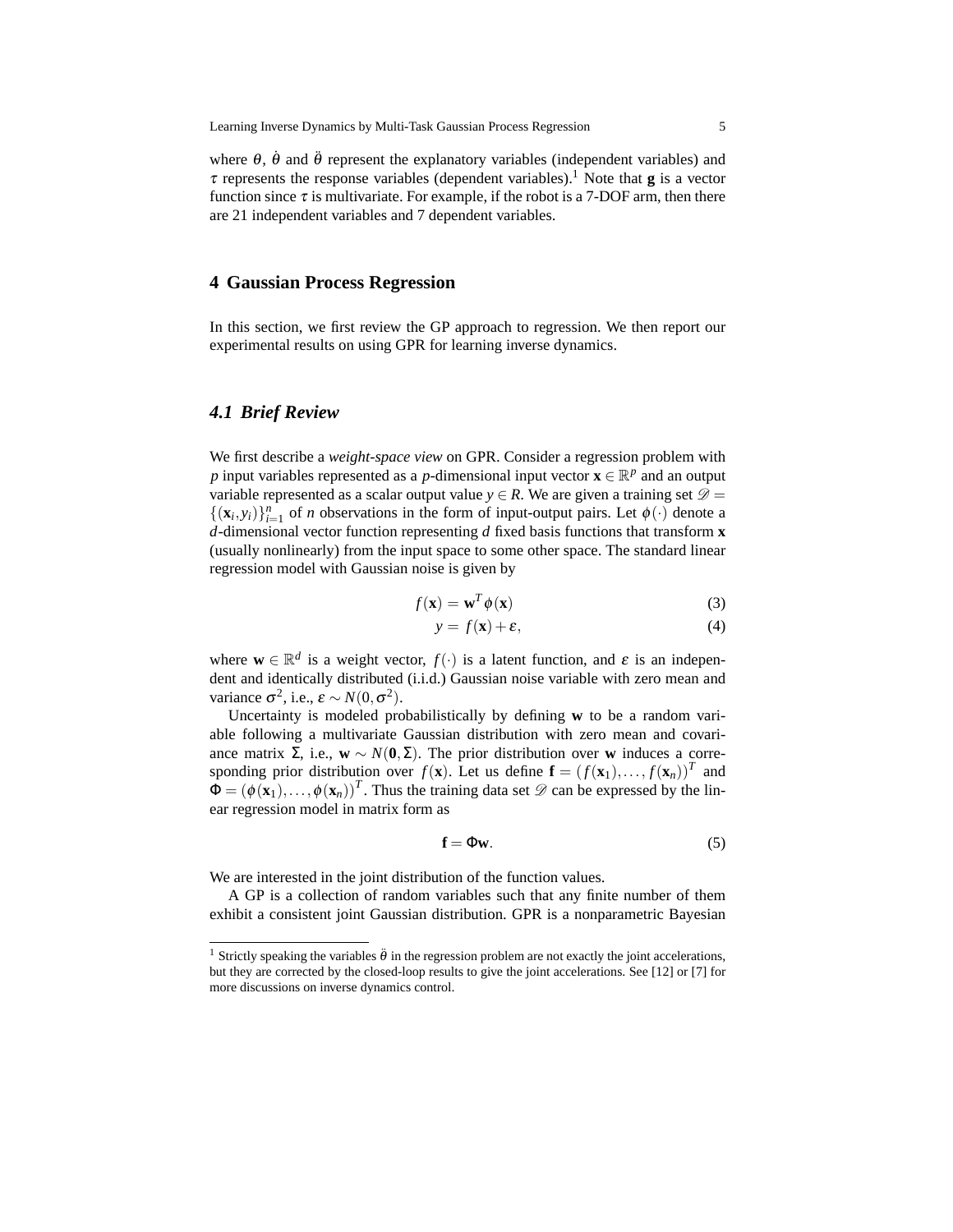where $\theta$, $\dot{\theta}$ and $\ddot{\theta}$ represent the explanatory variables (independent variables) and $\tau$ represents the response variables (dependent variables).[1] Note that $\mathbf{g}$ is a vector function since $\tau$ is multivariate. For example, if the robot is a 7-DOF arm, then there are 21 independent variables and 7 dependent variables.

## 4 Gaussian Process Regression

In this section, we first review the GP approach to regression. We then report our experimental results on using GPR for learning inverse dynamics.

### 4.1 Brief Review

We first describe a *weight-space view* on GPR. Consider a regression problem with $p$ input variables represented as a $p$-dimensional input vector $\mathbf{x} \in \mathbb{R}^p$ and an output variable represented as a scalar output value $y \in R$. We are given a training set $\mathscr{D} = \{(\mathbf{x}_i, y_i)\}_{i=1}^n$ of $n$ observations in the form of input-output pairs. Let $\phi(\cdot)$ denote a $d$-dimensional vector function representing $d$ fixed basis functions that transform $\mathbf{x}$ (usually nonlinearly) from the input space to some other space. The standard linear regression model with Gaussian noise is given by

$$f(\mathbf{x}) = \mathbf{w}^T \phi(\mathbf{x}) \tag{3}$$

$$y = f(\mathbf{x}) + \varepsilon, \tag{4}$$

where $\mathbf{w} \in \mathbb{R}^d$ is a weight vector, $f(\cdot)$ is a latent function, and $\varepsilon$ is an independent and identically distributed (i.i.d.) Gaussian noise variable with zero mean and variance $\sigma^2$, i.e., $\varepsilon \sim N(0, \sigma^2)$.

Uncertainty is modeled probabilistically by defining $\mathbf{w}$ to be a random variable following a multivariate Gaussian distribution with zero mean and covariance matrix $\Sigma$, i.e., $\mathbf{w} \sim N(\mathbf{0}, \Sigma)$. The prior distribution over $\mathbf{w}$ induces a corresponding prior distribution over $f(\mathbf{x})$. Let us define $\mathbf{f} = (f(\mathbf{x}_1), \ldots, f(\mathbf{x}_n))^T$ and $\Phi = (\phi(\mathbf{x}_1), \ldots, \phi(\mathbf{x}_n))^T$. Thus the training data set $\mathscr{D}$ can be expressed by the linear regression model in matrix form as

$$\mathbf{f} = \Phi \mathbf{w}. \tag{5}$$

We are interested in the joint distribution of the function values.

A GP is a collection of random variables such that any finite number of them exhibit a consistent joint Gaussian distribution. GPR is a nonparametric Bayesian

---

[1] Strictly speaking the variables $\ddot{\theta}$ in the regression problem are not exactly the joint accelerations, but they are corrected by the closed-loop results to give the joint accelerations. See [12] or [7] for more discussions on inverse dynamics control.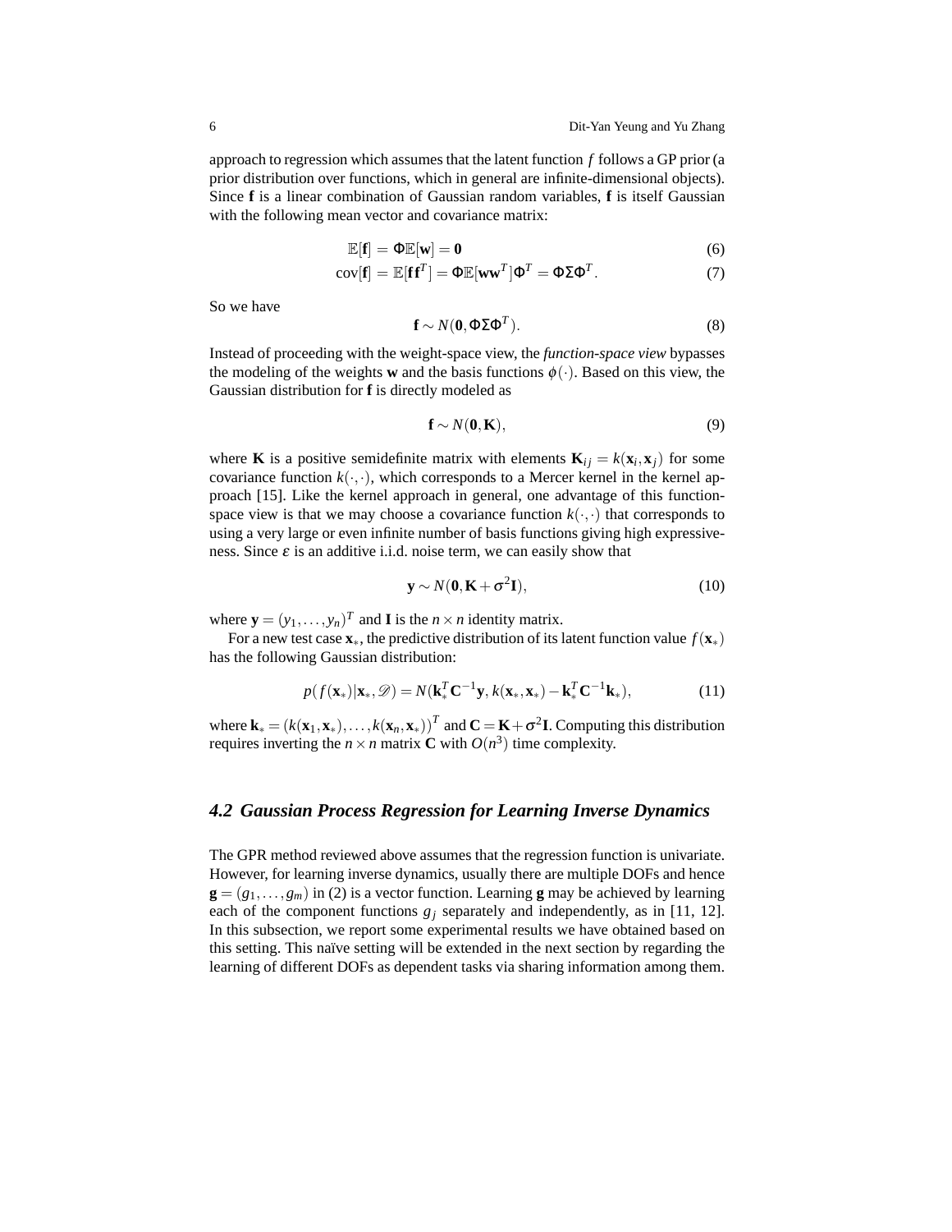approach to regression which assumes that the latent function $f$ follows a GP prior (a prior distribution over functions, which in general are infinite-dimensional objects). Since $\mathbf{f}$ is a linear combination of Gaussian random variables, $\mathbf{f}$ is itself Gaussian with the following mean vector and covariance matrix:

$$\mathbb{E}[\mathbf{f}] = \Phi\mathbb{E}[\mathbf{w}] = \mathbf{0} \tag{6}$$

$$\mathrm{cov}[\mathbf{f}] = \mathbb{E}[\mathbf{f}\mathbf{f}^T] = \Phi\mathbb{E}[\mathbf{w}\mathbf{w}^T]\Phi^T = \Phi\Sigma\Phi^T. \tag{7}$$

So we have

$$\mathbf{f} \sim N(\mathbf{0}, \Phi\Sigma\Phi^T). \tag{8}$$

Instead of proceeding with the weight-space view, the *function-space view* bypasses the modeling of the weights $\mathbf{w}$ and the basis functions $\phi(\cdot)$. Based on this view, the Gaussian distribution for $\mathbf{f}$ is directly modeled as

$$\mathbf{f} \sim N(\mathbf{0}, \mathbf{K}), \tag{9}$$

where $\mathbf{K}$ is a positive semidefinite matrix with elements $\mathbf{K}_{ij} = k(\mathbf{x}_i, \mathbf{x}_j)$ for some covariance function $k(\cdot,\cdot)$, which corresponds to a Mercer kernel in the kernel approach [15]. Like the kernel approach in general, one advantage of this function-space view is that we may choose a covariance function $k(\cdot,\cdot)$ that corresponds to using a very large or even infinite number of basis functions giving high expressiveness. Since $\varepsilon$ is an additive i.i.d. noise term, we can easily show that

$$\mathbf{y} \sim N(\mathbf{0}, \mathbf{K} + \sigma^2\mathbf{I}), \tag{10}$$

where $\mathbf{y} = (y_1, \ldots, y_n)^T$ and $\mathbf{I}$ is the $n \times n$ identity matrix.

For a new test case $\mathbf{x}_*$, the predictive distribution of its latent function value $f(\mathbf{x}_*)$ has the following Gaussian distribution:

$$p(f(\mathbf{x}_*)|\mathbf{x}_*, \mathscr{D}) = N(\mathbf{k}_*^T\mathbf{C}^{-1}\mathbf{y}, k(\mathbf{x}_*, \mathbf{x}_*) - \mathbf{k}_*^T\mathbf{C}^{-1}\mathbf{k}_*), \tag{11}$$

where $\mathbf{k}_* = (k(\mathbf{x}_1, \mathbf{x}_*), \ldots, k(\mathbf{x}_n, \mathbf{x}_*))^T$ and $\mathbf{C} = \mathbf{K} + \sigma^2\mathbf{I}$. Computing this distribution requires inverting the $n \times n$ matrix $\mathbf{C}$ with $O(n^3)$ time complexity.

### 4.2 Gaussian Process Regression for Learning Inverse Dynamics

The GPR method reviewed above assumes that the regression function is univariate. However, for learning inverse dynamics, usually there are multiple DOFs and hence $\mathbf{g} = (g_1, \ldots, g_m)$ in (2) is a vector function. Learning $\mathbf{g}$ may be achieved by learning each of the component functions $g_j$ separately and independently, as in [11, 12]. In this subsection, we report some experimental results we have obtained based on this setting. This naïve setting will be extended in the next section by regarding the learning of different DOFs as dependent tasks via sharing information among them.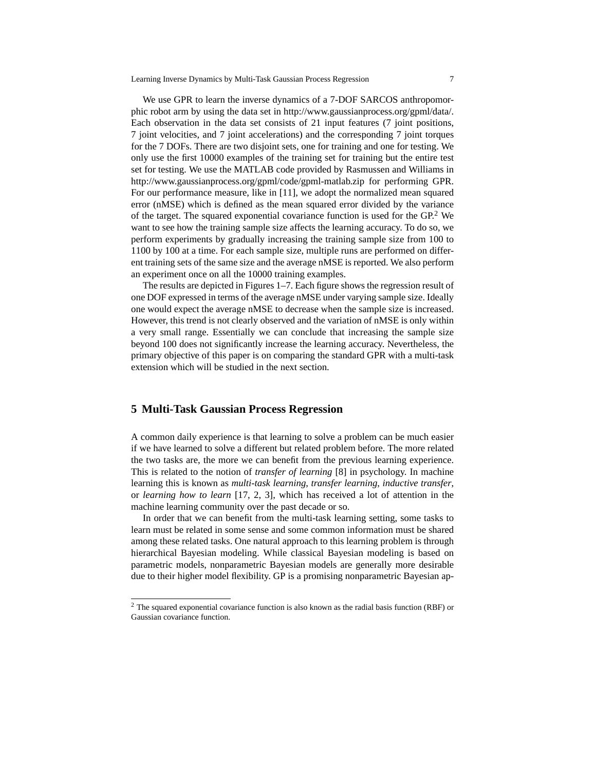We use GPR to learn the inverse dynamics of a 7-DOF SARCOS anthropomorphic robot arm by using the data set in http://www.gaussianprocess.org/gpml/data/. Each observation in the data set consists of 21 input features (7 joint positions, 7 joint velocities, and 7 joint accelerations) and the corresponding 7 joint torques for the 7 DOFs. There are two disjoint sets, one for training and one for testing. We only use the first 10000 examples of the training set for training but the entire test set for testing. We use the MATLAB code provided by Rasmussen and Williams in http://www.gaussianprocess.org/gpml/code/gpml-matlab.zip for performing GPR. For our performance measure, like in [11], we adopt the normalized mean squared error (nMSE) which is defined as the mean squared error divided by the variance of the target. The squared exponential covariance function is used for the GP.[2] We want to see how the training sample size affects the learning accuracy. To do so, we perform experiments by gradually increasing the training sample size from 100 to 1100 by 100 at a time. For each sample size, multiple runs are performed on different training sets of the same size and the average nMSE is reported. We also perform an experiment once on all the 10000 training examples.

The results are depicted in Figures 1–7. Each figure shows the regression result of one DOF expressed in terms of the average nMSE under varying sample size. Ideally one would expect the average nMSE to decrease when the sample size is increased. However, this trend is not clearly observed and the variation of nMSE is only within a very small range. Essentially we can conclude that increasing the sample size beyond 100 does not significantly increase the learning accuracy. Nevertheless, the primary objective of this paper is on comparing the standard GPR with a multi-task extension which will be studied in the next section.

## 5 Multi-Task Gaussian Process Regression

A common daily experience is that learning to solve a problem can be much easier if we have learned to solve a different but related problem before. The more related the two tasks are, the more we can benefit from the previous learning experience. This is related to the notion of *transfer of learning* [8] in psychology. In machine learning this is known as *multi-task learning*, *transfer learning*, *inductive transfer*, or *learning how to learn* [17, 2, 3], which has received a lot of attention in the machine learning community over the past decade or so.

In order that we can benefit from the multi-task learning setting, some tasks to learn must be related in some sense and some common information must be shared among these related tasks. One natural approach to this learning problem is through hierarchical Bayesian modeling. While classical Bayesian modeling is based on parametric models, nonparametric Bayesian models are generally more desirable due to their higher model flexibility. GP is a promising nonparametric Bayesian ap-

---

[2] The squared exponential covariance function is also known as the radial basis function (RBF) or Gaussian covariance function.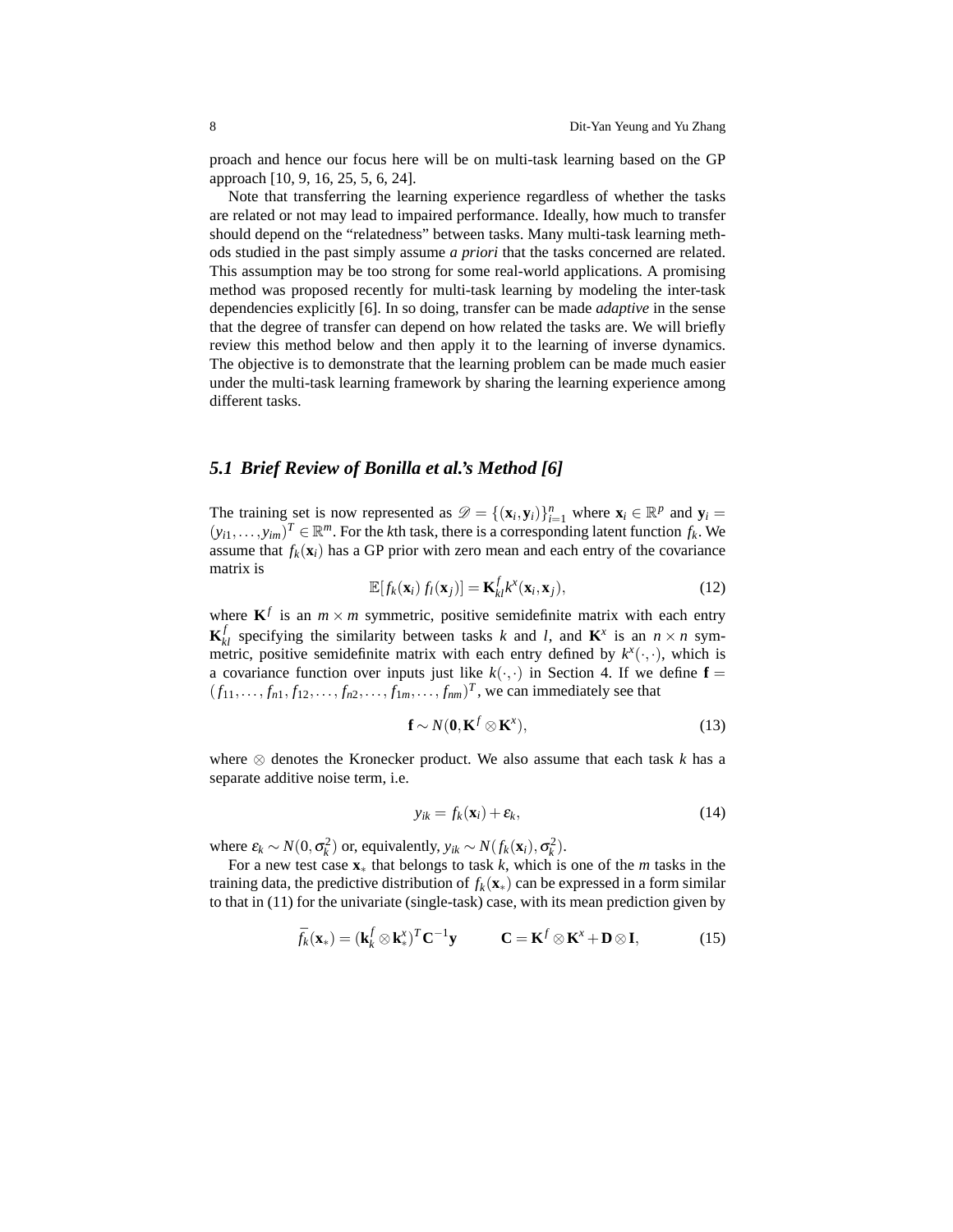proach and hence our focus here will be on multi-task learning based on the GP approach [10, 9, 16, 25, 5, 6, 24].

Note that transferring the learning experience regardless of whether the tasks are related or not may lead to impaired performance. Ideally, how much to transfer should depend on the "relatedness" between tasks. Many multi-task learning methods studied in the past simply assume *a priori* that the tasks concerned are related. This assumption may be too strong for some real-world applications. A promising method was proposed recently for multi-task learning by modeling the inter-task dependencies explicitly [6]. In so doing, transfer can be made *adaptive* in the sense that the degree of transfer can depend on how related the tasks are. We will briefly review this method below and then apply it to the learning of inverse dynamics. The objective is to demonstrate that the learning problem can be made much easier under the multi-task learning framework by sharing the learning experience among different tasks.

### *5.1 Brief Review of Bonilla et al.'s Method [6]*

The training set is now represented as $\mathscr{D} = \{(\mathbf{x}_i, \mathbf{y}_i)\}_{i=1}^n$ where $\mathbf{x}_i \in \mathbb{R}^p$ and $\mathbf{y}_i = (y_{i1}, \ldots, y_{im})^T \in \mathbb{R}^m$. For the $k$th task, there is a corresponding latent function $f_k$. We assume that $f_k(\mathbf{x}_i)$ has a GP prior with zero mean and each entry of the covariance matrix is

$$\mathbb{E}[f_k(\mathbf{x}_i)\, f_l(\mathbf{x}_j)] = \mathbf{K}^f_{kl} k^x(\mathbf{x}_i, \mathbf{x}_j), \tag{12}$$

where $\mathbf{K}^f$ is an $m \times m$ symmetric, positive semidefinite matrix with each entry $\mathbf{K}^f_{kl}$ specifying the similarity between tasks $k$ and $l$, and $\mathbf{K}^x$ is an $n \times n$ symmetric, positive semidefinite matrix with each entry defined by $k^x(\cdot,\cdot)$, which is a covariance function over inputs just like $k(\cdot,\cdot)$ in Section 4. If we define $\mathbf{f} = (f_{11}, \ldots, f_{n1}, f_{12}, \ldots, f_{n2}, \ldots, f_{1m}, \ldots, f_{nm})^T$, we can immediately see that

$$\mathbf{f} \sim N(\mathbf{0}, \mathbf{K}^f \otimes \mathbf{K}^x), \tag{13}$$

where $\otimes$ denotes the Kronecker product. We also assume that each task $k$ has a separate additive noise term, i.e.

$$y_{ik} = f_k(\mathbf{x}_i) + \varepsilon_k, \tag{14}$$

where $\varepsilon_k \sim N(0, \sigma_k^2)$ or, equivalently, $y_{ik} \sim N(f_k(\mathbf{x}_i), \sigma_k^2)$.

For a new test case $\mathbf{x}_*$ that belongs to task $k$, which is one of the $m$ tasks in the training data, the predictive distribution of $f_k(\mathbf{x}_*)$ can be expressed in a form similar to that in (11) for the univariate (single-task) case, with its mean prediction given by

$$\bar{f}_k(\mathbf{x}_*) = (\mathbf{k}^f_k \otimes \mathbf{k}^x_*)^T \mathbf{C}^{-1} \mathbf{y} \qquad \mathbf{C} = \mathbf{K}^f \otimes \mathbf{K}^x + \mathbf{D} \otimes \mathbf{I}, \tag{15}$$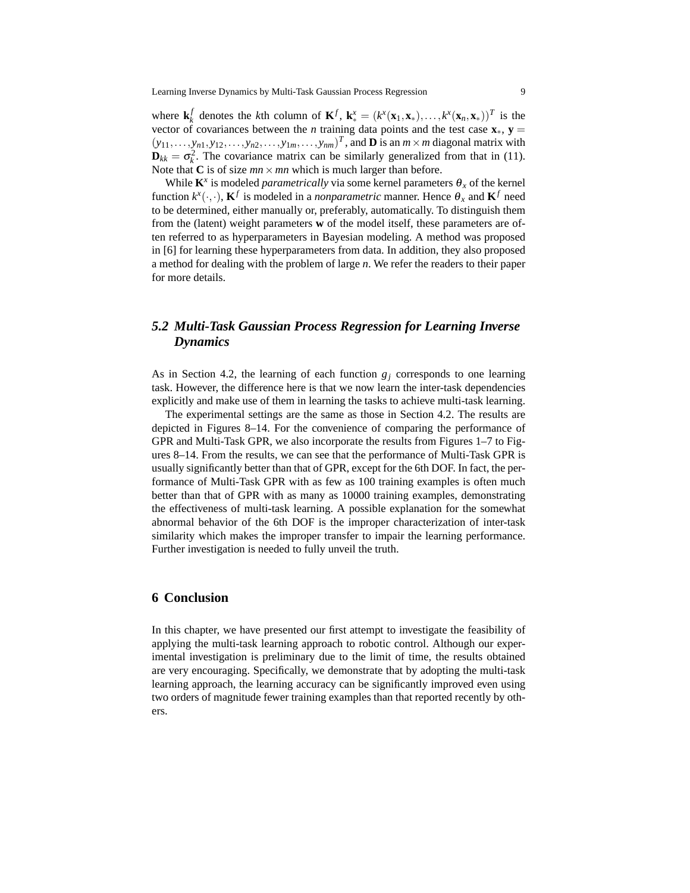where $\mathbf{k}_k^f$ denotes the $k$th column of $\mathbf{K}^f$, $\mathbf{k}_*^x = (k^x(\mathbf{x}_1, \mathbf{x}_*), \ldots, k^x(\mathbf{x}_n, \mathbf{x}_*))^T$ is the vector of covariances between the $n$ training data points and the test case $\mathbf{x}_*$, $\mathbf{y} = (y_{11}, \ldots, y_{n1}, y_{12}, \ldots, y_{n2}, \ldots, y_{1m}, \ldots, y_{nm})^T$, and $\mathbf{D}$ is an $m \times m$ diagonal matrix with $\mathbf{D}_{kk} = \sigma_k^2$. The covariance matrix can be similarly generalized from that in (11). Note that $\mathbf{C}$ is of size $mn \times mn$ which is much larger than before.

While $\mathbf{K}^x$ is modeled *parametrically* via some kernel parameters $\theta_x$ of the kernel function $k^x(\cdot, \cdot)$, $\mathbf{K}^f$ is modeled in a *nonparametric* manner. Hence $\theta_x$ and $\mathbf{K}^f$ need to be determined, either manually or, preferably, automatically. To distinguish them from the (latent) weight parameters $\mathbf{w}$ of the model itself, these parameters are often referred to as hyperparameters in Bayesian modeling. A method was proposed in [6] for learning these hyperparameters from data. In addition, they also proposed a method for dealing with the problem of large $n$. We refer the readers to their paper for more details.

### 5.2 Multi-Task Gaussian Process Regression for Learning Inverse Dynamics

As in Section 4.2, the learning of each function $g_j$ corresponds to one learning task. However, the difference here is that we now learn the inter-task dependencies explicitly and make use of them in learning the tasks to achieve multi-task learning.

The experimental settings are the same as those in Section 4.2. The results are depicted in Figures 8–14. For the convenience of comparing the performance of GPR and Multi-Task GPR, we also incorporate the results from Figures 1–7 to Figures 8–14. From the results, we can see that the performance of Multi-Task GPR is usually significantly better than that of GPR, except for the 6th DOF. In fact, the performance of Multi-Task GPR with as few as 100 training examples is often much better than that of GPR with as many as 10000 training examples, demonstrating the effectiveness of multi-task learning. A possible explanation for the somewhat abnormal behavior of the 6th DOF is the improper characterization of inter-task similarity which makes the improper transfer to impair the learning performance. Further investigation is needed to fully unveil the truth.

## 6 Conclusion

In this chapter, we have presented our first attempt to investigate the feasibility of applying the multi-task learning approach to robotic control. Although our experimental investigation is preliminary due to the limit of time, the results obtained are very encouraging. Specifically, we demonstrate that by adopting the multi-task learning approach, the learning accuracy can be significantly improved even using two orders of magnitude fewer training examples than that reported recently by others.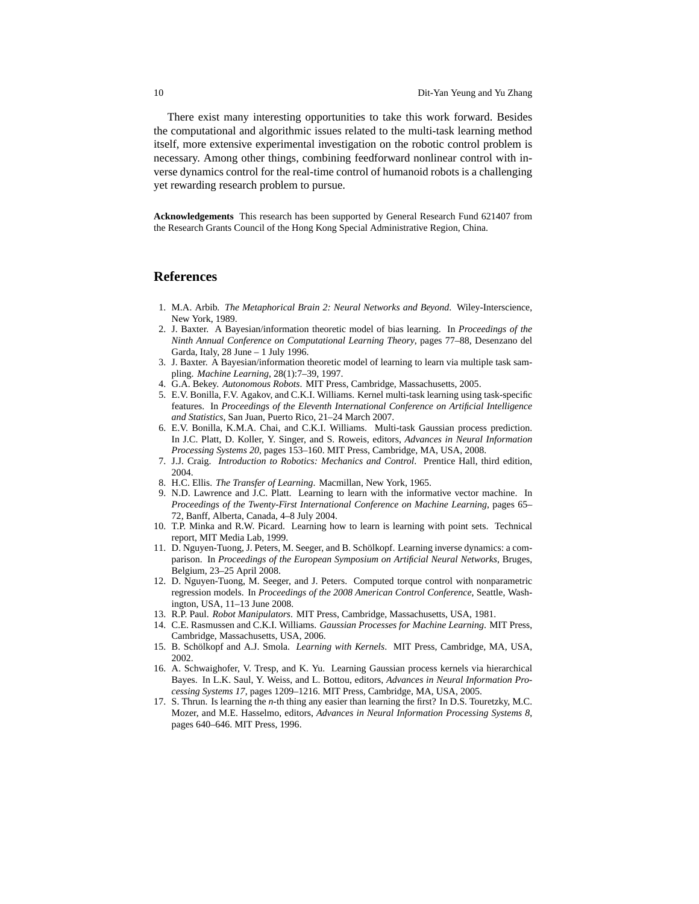There exist many interesting opportunities to take this work forward. Besides the computational and algorithmic issues related to the multi-task learning method itself, more extensive experimental investigation on the robotic control problem is necessary. Among other things, combining feedforward nonlinear control with inverse dynamics control for the real-time control of humanoid robots is a challenging yet rewarding research problem to pursue.

**Acknowledgements** This research has been supported by General Research Fund 621407 from the Research Grants Council of the Hong Kong Special Administrative Region, China.

## References

1. M.A. Arbib. *The Metaphorical Brain 2: Neural Networks and Beyond*. Wiley-Interscience, New York, 1989.
2. J. Baxter. A Bayesian/information theoretic model of bias learning. In *Proceedings of the Ninth Annual Conference on Computational Learning Theory*, pages 77–88, Desenzano del Garda, Italy, 28 June – 1 July 1996.
3. J. Baxter. A Bayesian/information theoretic model of learning to learn via multiple task sampling. *Machine Learning*, 28(1):7–39, 1997.
4. G.A. Bekey. *Autonomous Robots*. MIT Press, Cambridge, Massachusetts, 2005.
5. E.V. Bonilla, F.V. Agakov, and C.K.I. Williams. Kernel multi-task learning using task-specific features. In *Proceedings of the Eleventh International Conference on Artificial Intelligence and Statistics*, San Juan, Puerto Rico, 21–24 March 2007.
6. E.V. Bonilla, K.M.A. Chai, and C.K.I. Williams. Multi-task Gaussian process prediction. In J.C. Platt, D. Koller, Y. Singer, and S. Roweis, editors, *Advances in Neural Information Processing Systems 20*, pages 153–160. MIT Press, Cambridge, MA, USA, 2008.
7. J.J. Craig. *Introduction to Robotics: Mechanics and Control*. Prentice Hall, third edition, 2004.
8. H.C. Ellis. *The Transfer of Learning*. Macmillan, New York, 1965.
9. N.D. Lawrence and J.C. Platt. Learning to learn with the informative vector machine. In *Proceedings of the Twenty-First International Conference on Machine Learning*, pages 65–72, Banff, Alberta, Canada, 4–8 July 2004.
10. T.P. Minka and R.W. Picard. Learning how to learn is learning with point sets. Technical report, MIT Media Lab, 1999.
11. D. Nguyen-Tuong, J. Peters, M. Seeger, and B. Schölkopf. Learning inverse dynamics: a comparison. In *Proceedings of the European Symposium on Artificial Neural Networks*, Bruges, Belgium, 23–25 April 2008.
12. D. Nguyen-Tuong, M. Seeger, and J. Peters. Computed torque control with nonparametric regression models. In *Proceedings of the 2008 American Control Conference*, Seattle, Washington, USA, 11–13 June 2008.
13. R.P. Paul. *Robot Manipulators*. MIT Press, Cambridge, Massachusetts, USA, 1981.
14. C.E. Rasmussen and C.K.I. Williams. *Gaussian Processes for Machine Learning*. MIT Press, Cambridge, Massachusetts, USA, 2006.
15. B. Schölkopf and A.J. Smola. *Learning with Kernels*. MIT Press, Cambridge, MA, USA, 2002.
16. A. Schwaighofer, V. Tresp, and K. Yu. Learning Gaussian process kernels via hierarchical Bayes. In L.K. Saul, Y. Weiss, and L. Bottou, editors, *Advances in Neural Information Processing Systems 17*, pages 1209–1216. MIT Press, Cambridge, MA, USA, 2005.
17. S. Thrun. Is learning the *n*-th thing any easier than learning the first? In D.S. Touretzky, M.C. Mozer, and M.E. Hasselmo, editors, *Advances in Neural Information Processing Systems 8*, pages 640–646. MIT Press, 1996.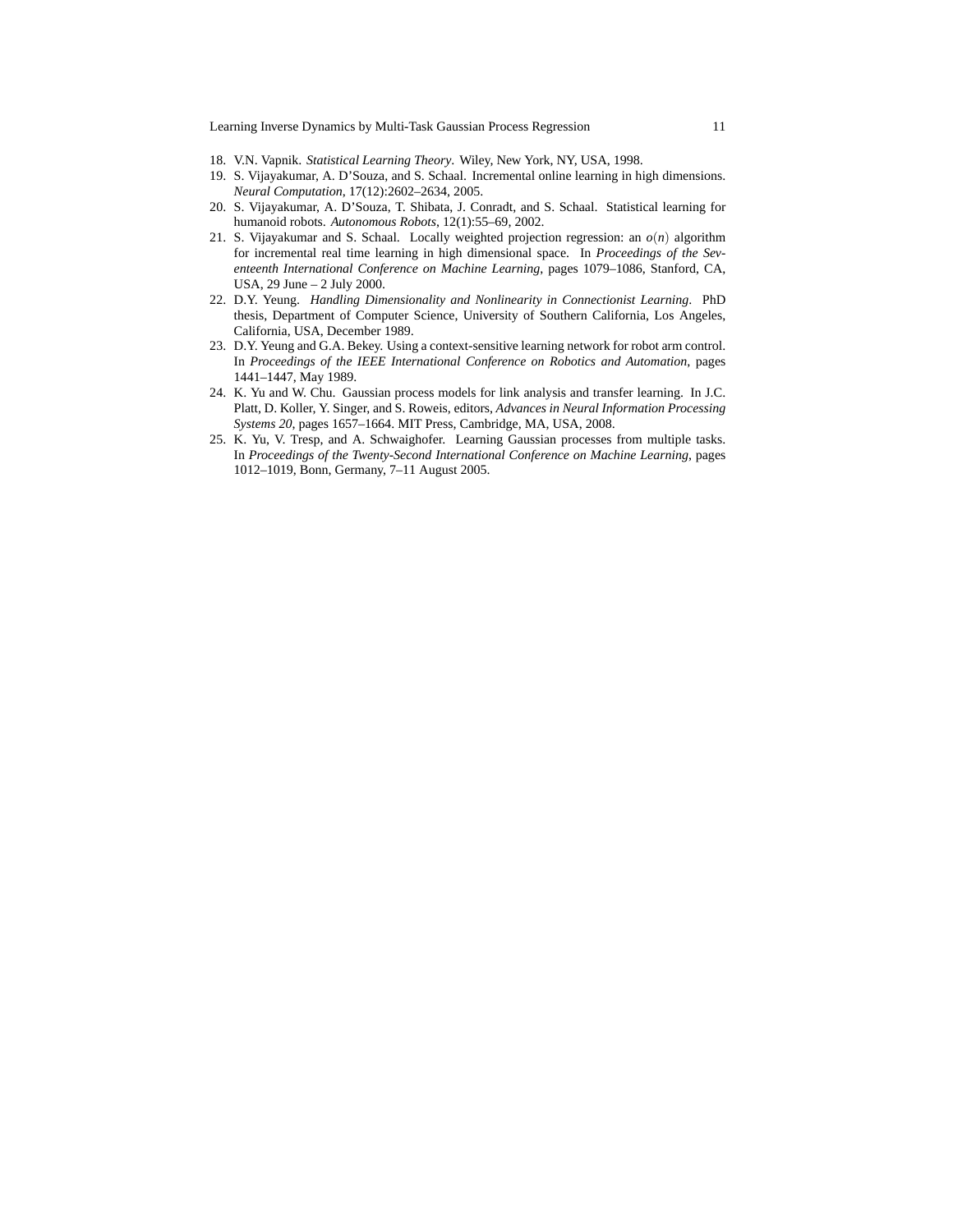18. V.N. Vapnik. *Statistical Learning Theory*. Wiley, New York, NY, USA, 1998.
19. S. Vijayakumar, A. D'Souza, and S. Schaal. Incremental online learning in high dimensions. *Neural Computation*, 17(12):2602–2634, 2005.
20. S. Vijayakumar, A. D'Souza, T. Shibata, J. Conradt, and S. Schaal. Statistical learning for humanoid robots. *Autonomous Robots*, 12(1):55–69, 2002.
21. S. Vijayakumar and S. Schaal. Locally weighted projection regression: an $o(n)$ algorithm for incremental real time learning in high dimensional space. In *Proceedings of the Seventeenth International Conference on Machine Learning*, pages 1079–1086, Stanford, CA, USA, 29 June – 2 July 2000.
22. D.Y. Yeung. *Handling Dimensionality and Nonlinearity in Connectionist Learning*. PhD thesis, Department of Computer Science, University of Southern California, Los Angeles, California, USA, December 1989.
23. D.Y. Yeung and G.A. Bekey. Using a context-sensitive learning network for robot arm control. In *Proceedings of the IEEE International Conference on Robotics and Automation*, pages 1441–1447, May 1989.
24. K. Yu and W. Chu. Gaussian process models for link analysis and transfer learning. In J.C. Platt, D. Koller, Y. Singer, and S. Roweis, editors, *Advances in Neural Information Processing Systems 20*, pages 1657–1664. MIT Press, Cambridge, MA, USA, 2008.
25. K. Yu, V. Tresp, and A. Schwaighofer. Learning Gaussian processes from multiple tasks. In *Proceedings of the Twenty-Second International Conference on Machine Learning*, pages 1012–1019, Bonn, Germany, 7–11 August 2005.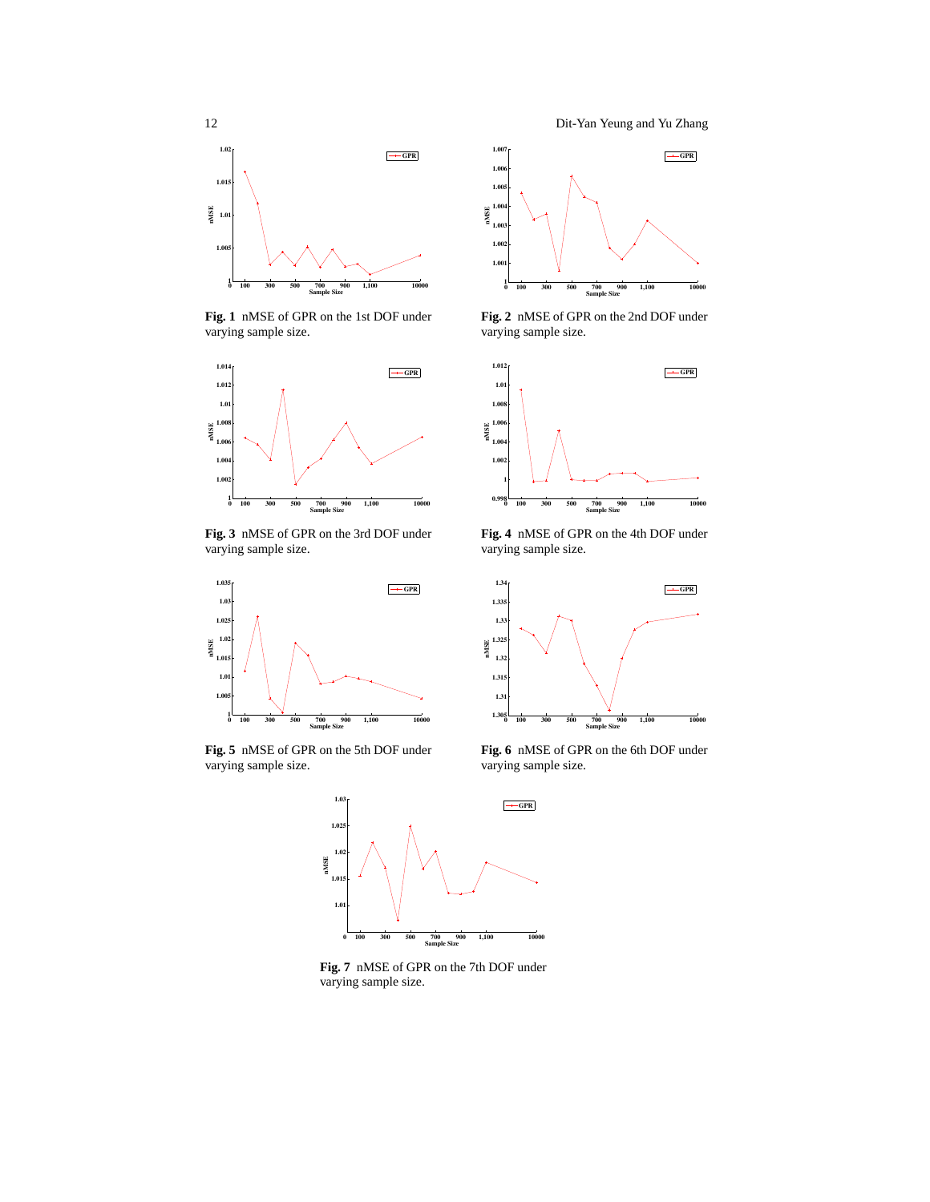**Fig. 1** nMSE of GPR on the 1st DOF under varying sample size.

**Fig. 2** nMSE of GPR on the 2nd DOF under varying sample size.

**Fig. 3** nMSE of GPR on the 3rd DOF under varying sample size.

**Fig. 4** nMSE of GPR on the 4th DOF under varying sample size.

**Fig. 5** nMSE of GPR on the 5th DOF under varying sample size.

**Fig. 6** nMSE of GPR on the 6th DOF under varying sample size.

**Fig. 7** nMSE of GPR on the 7th DOF under varying sample size.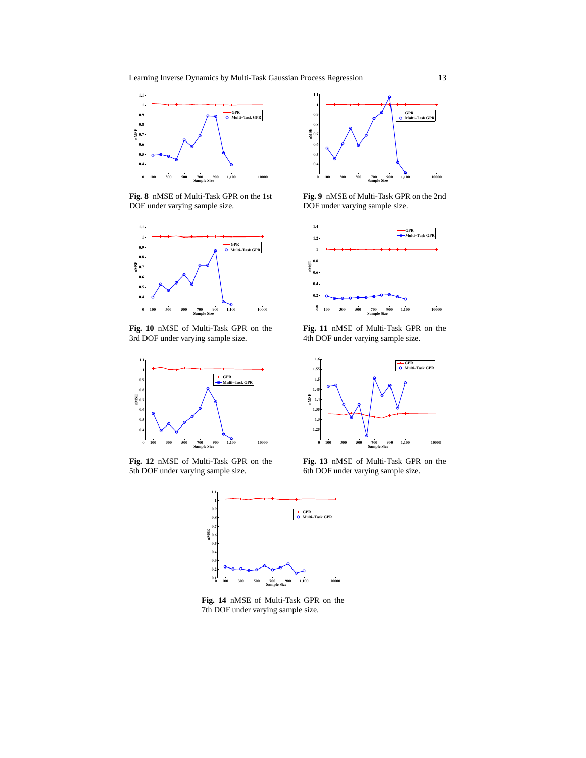1.1
1
0.9
0.8
0.7
0.6
0.5
0.4
nMSE
0 100 300 500 700 900 1,100 10000
Sample Size
GPR
Multi-Task GPR

**Fig. 8** nMSE of Multi-Task GPR on the 1st DOF under varying sample size.

1.1
1
0.9
0.8
0.7
0.6
0.5
0.4
nMSE
0 100 300 500 700 900 1,100 10000
Sample Size
GPR
Multi-Task GPR

**Fig. 9** nMSE of Multi-Task GPR on the 2nd DOF under varying sample size.

1.1
1
0.9
0.8
0.7
0.6
0.5
0.4
nMSE
0 100 300 500 700 900 1,100 10000
Sample Size
GPR
Multi-Task GPR

**Fig. 10** nMSE of Multi-Task GPR on the 3rd DOF under varying sample size.

1.4
1.2
1
0.8
0.6
0.4
0.2
0
nMSE
0 100 300 500 700 900 1,100 10000
Sample Size
GPR
Multi-Task GPR

**Fig. 11** nMSE of Multi-Task GPR on the 4th DOF under varying sample size.

1.1
1
0.9
0.8
0.7
0.6
0.5
0.4
nMSE
0 100 300 500 700 900 1,100 10000
Sample Size
GPR
Multi-Task GPR

**Fig. 12** nMSE of Multi-Task GPR on the 5th DOF under varying sample size.

1.6
1.55
1.5
1.45
1.4
1.35
1.3
1.25
nMSE
0 100 300 500 700 900 1,100 10000
Sample Size
GPR
Multi-Task GPR

**Fig. 13** nMSE of Multi-Task GPR on the 6th DOF under varying sample size.

1.1
1
0.9
0.8
0.7
0.6
0.5
0.4
0.3
0.2
0.1
nMSE
0 100 300 500 700 900 1,100 10000
Sample Size
GPR
Multi-Task GPR

**Fig. 14** nMSE of Multi-Task GPR on the 7th DOF under varying sample size.